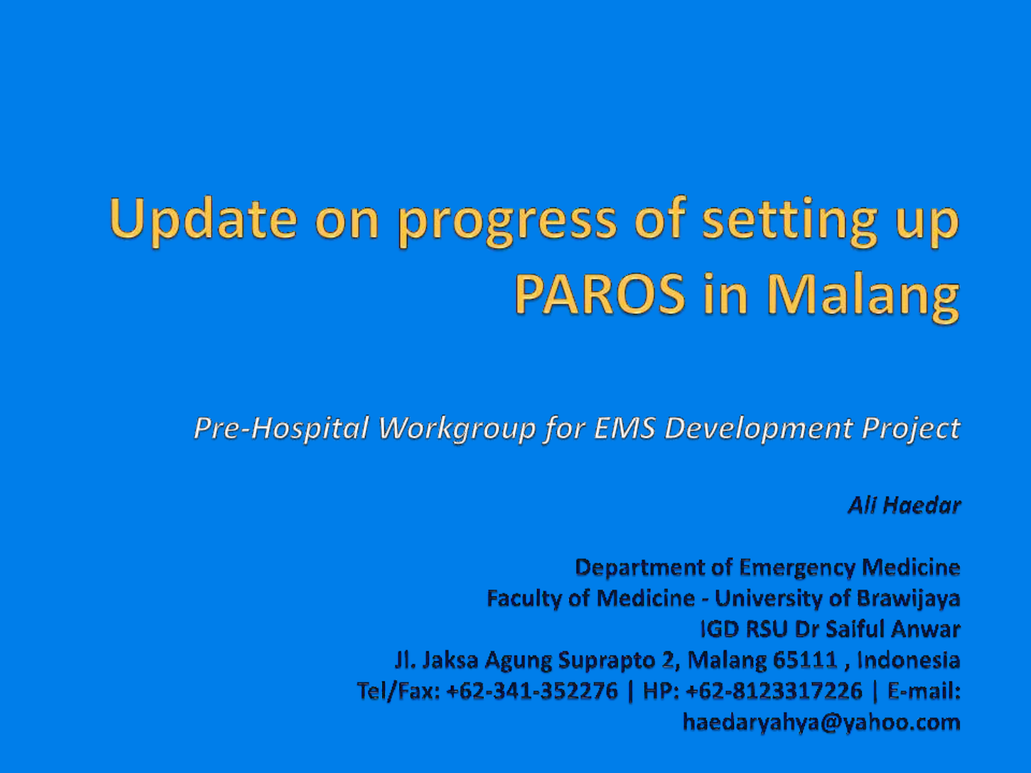# Update on progress of setting up PAROS in Malang

*Pre-Hospital Workgroup for EMS Development Project*

***Ali Haedar***

**Department of Emergency Medicine**
**Faculty of Medicine - University of Brawijaya**
**IGD RSU Dr Saiful Anwar**
**Jl. Jaksa Agung Suprapto 2, Malang 65111 , Indonesia**
**Tel/Fax: +62-341-352276 | HP: +62-8123317226 | E-mail: haedaryahya@yahoo.com**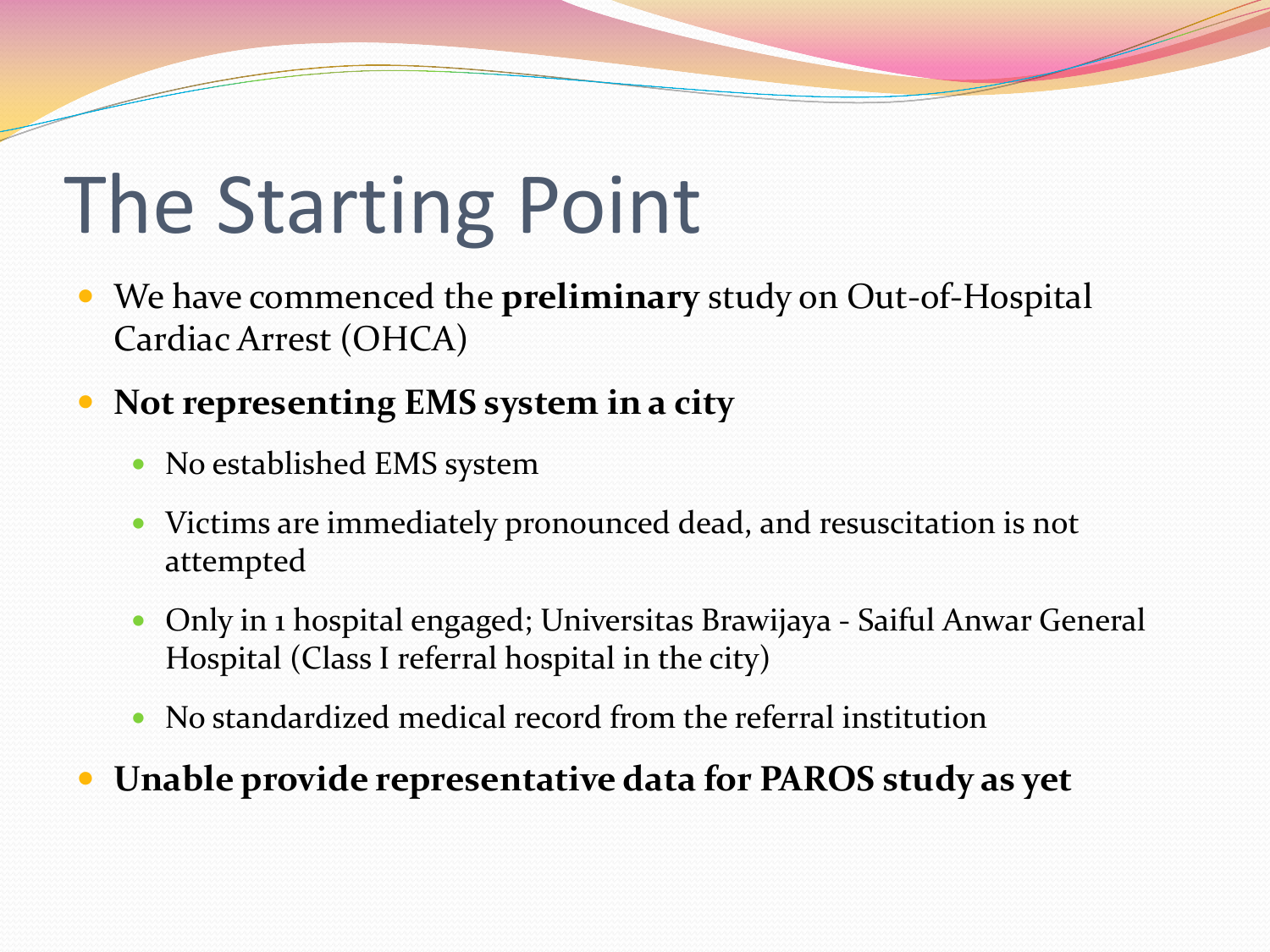# The Starting Point

- We have commenced the **preliminary** study on Out-of-Hospital Cardiac Arrest (OHCA)
- **Not representing EMS system in a city**
  - No established EMS system
  - Victims are immediately pronounced dead, and resuscitation is not attempted
  - Only in 1 hospital engaged; Universitas Brawijaya - Saiful Anwar General Hospital (Class I referral hospital in the city)
  - No standardized medical record from the referral institution
- **Unable provide representative data for PAROS study as yet**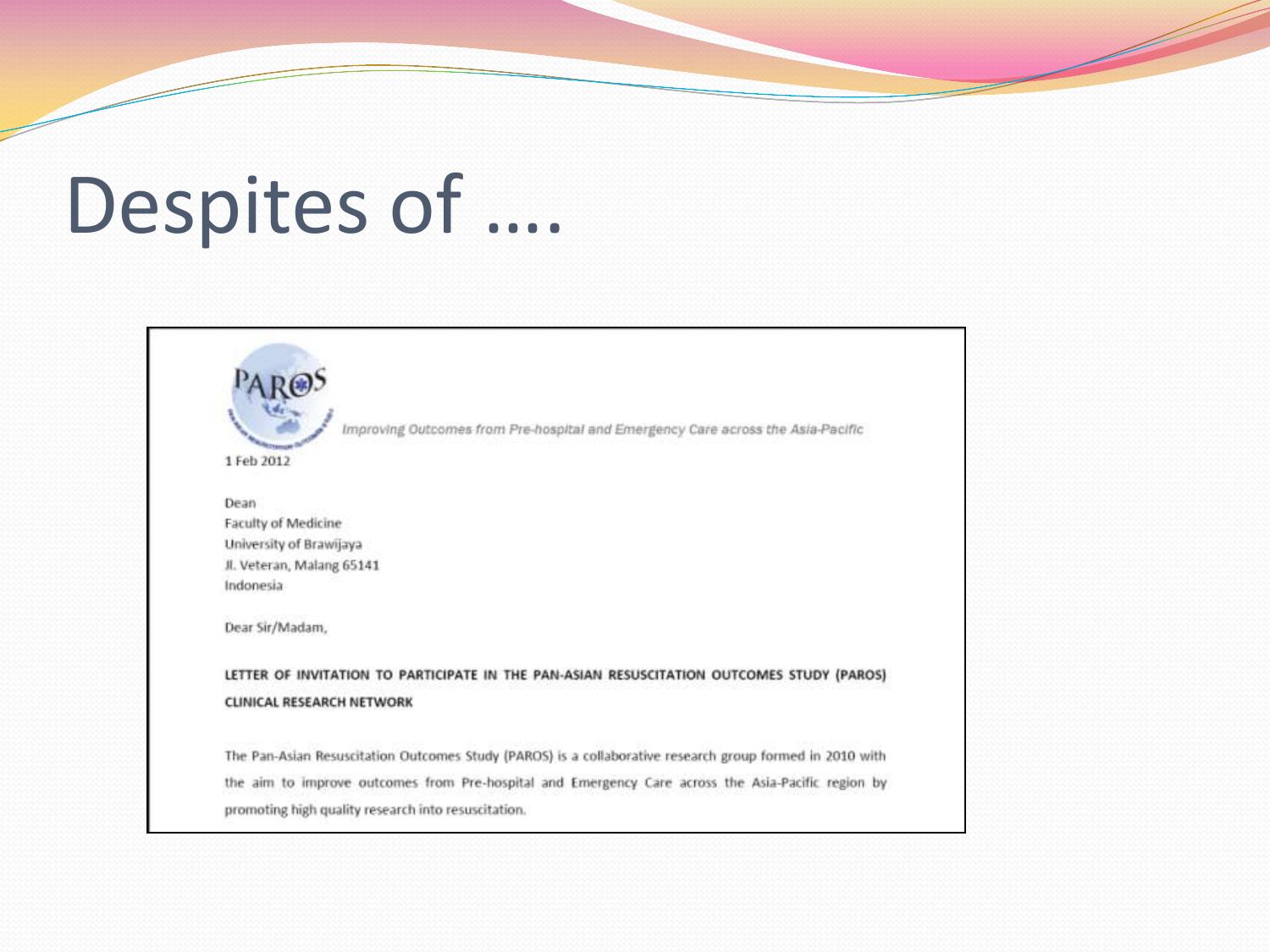# Despites of ….

PAROS

*Improving Outcomes from Pre-hospital and Emergency Care across the Asia-Pacific*

1 Feb 2012

Dean
Faculty of Medicine
University of Brawijaya
Jl. Veteran, Malang 65141
Indonesia

Dear Sir/Madam,

**LETTER OF INVITATION TO PARTICIPATE IN THE PAN-ASIAN RESUSCITATION OUTCOMES STUDY (PAROS) CLINICAL RESEARCH NETWORK**

The Pan-Asian Resuscitation Outcomes Study (PAROS) is a collaborative research group formed in 2010 with the aim to improve outcomes from Pre-hospital and Emergency Care across the Asia-Pacific region by promoting high quality research into resuscitation.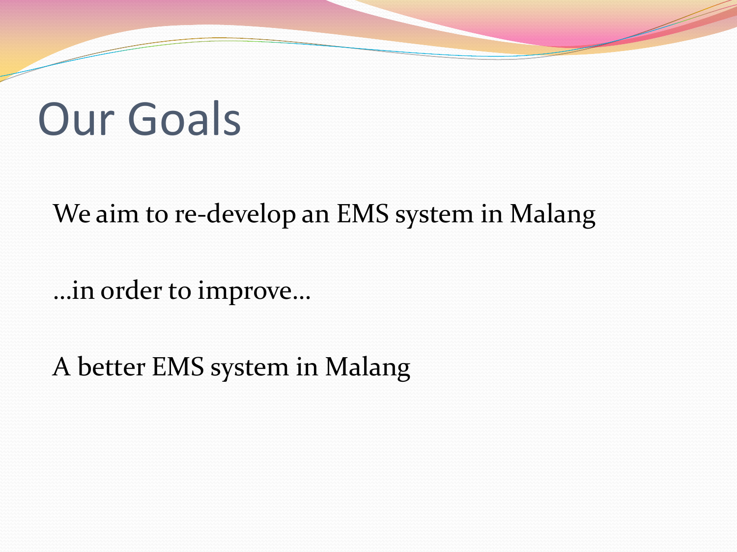# Our Goals

We aim to re-develop an EMS system in Malang

…in order to improve…

A better EMS system in Malang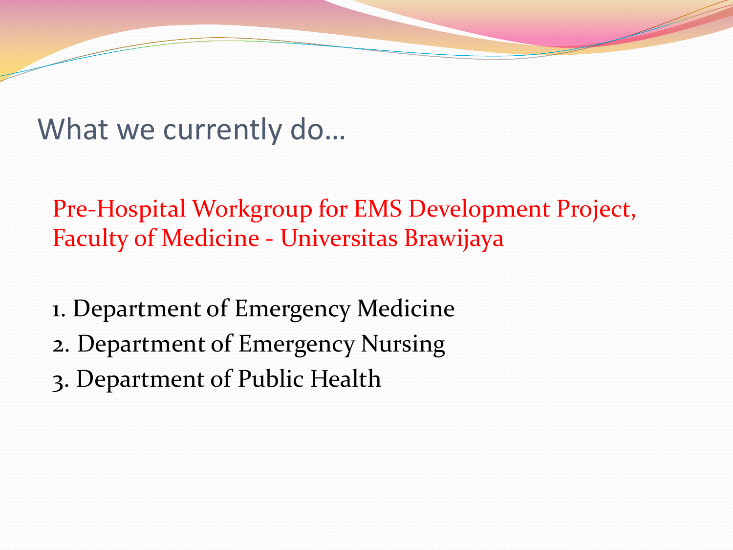# What we currently do…

Pre-Hospital Workgroup for EMS Development Project, Faculty of Medicine - Universitas Brawijaya

1. Department of Emergency Medicine
2. Department of Emergency Nursing
3. Department of Public Health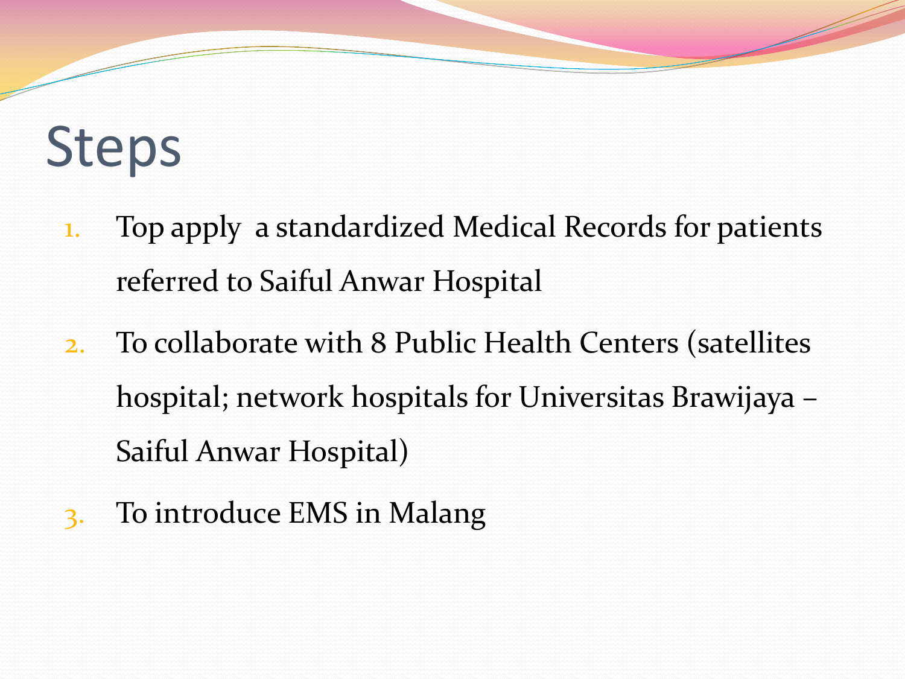# Steps

1. Top apply  a standardized Medical Records for patients referred to Saiful Anwar Hospital
2. To collaborate with 8 Public Health Centers (satellites hospital; network hospitals for Universitas Brawijaya – Saiful Anwar Hospital)
3. To introduce EMS in Malang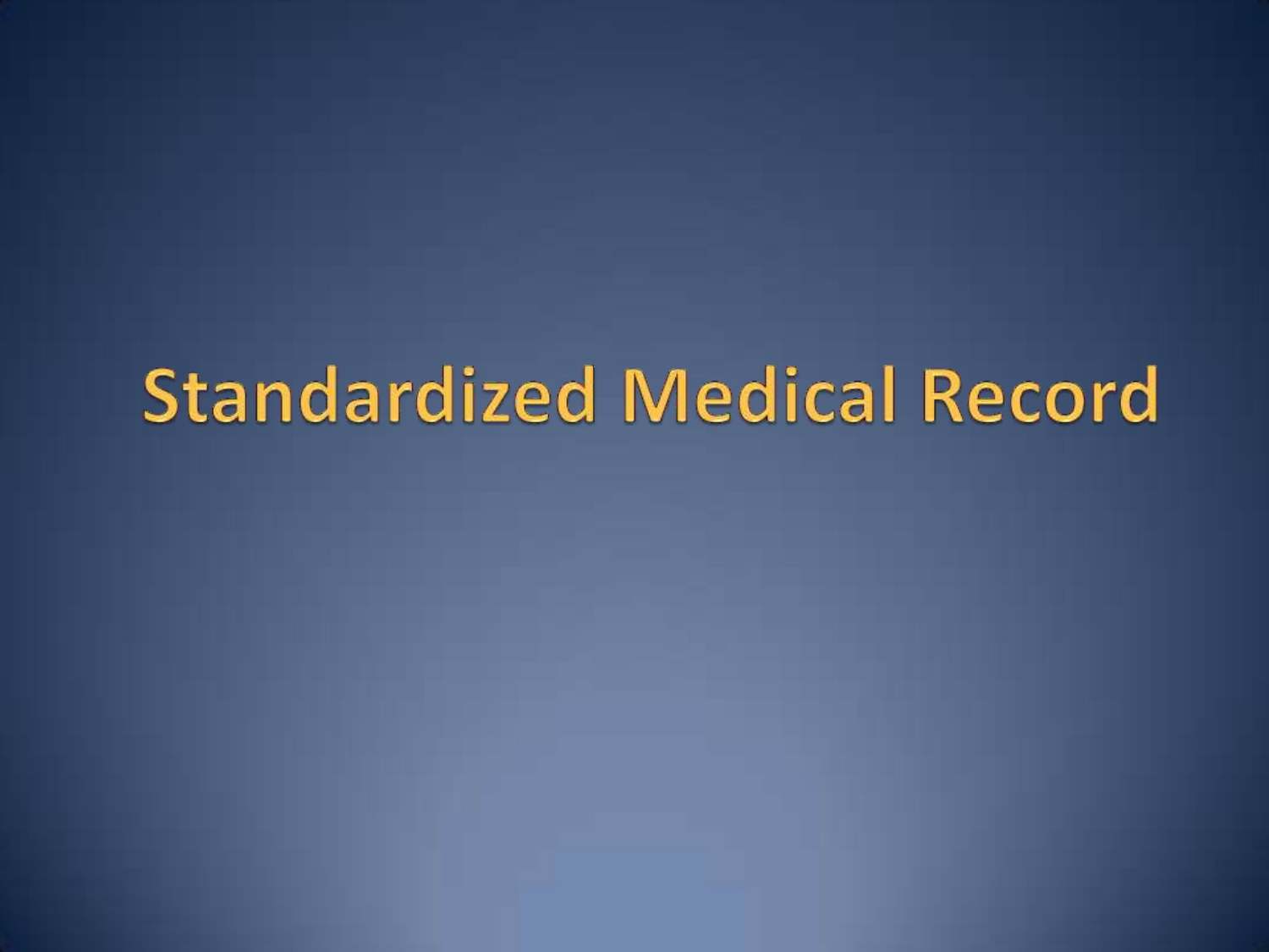# Standardized Medical Record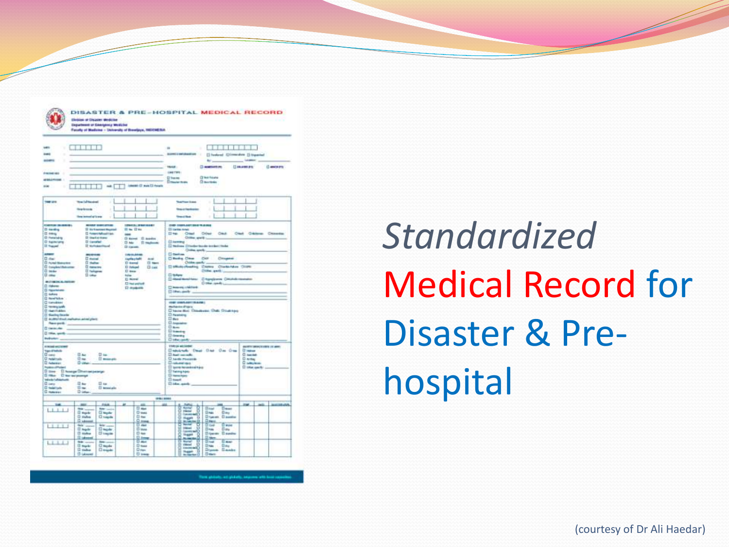*Standardized* Medical Record for Disaster & Pre-hospital

(courtesy of Dr Ali Haedar)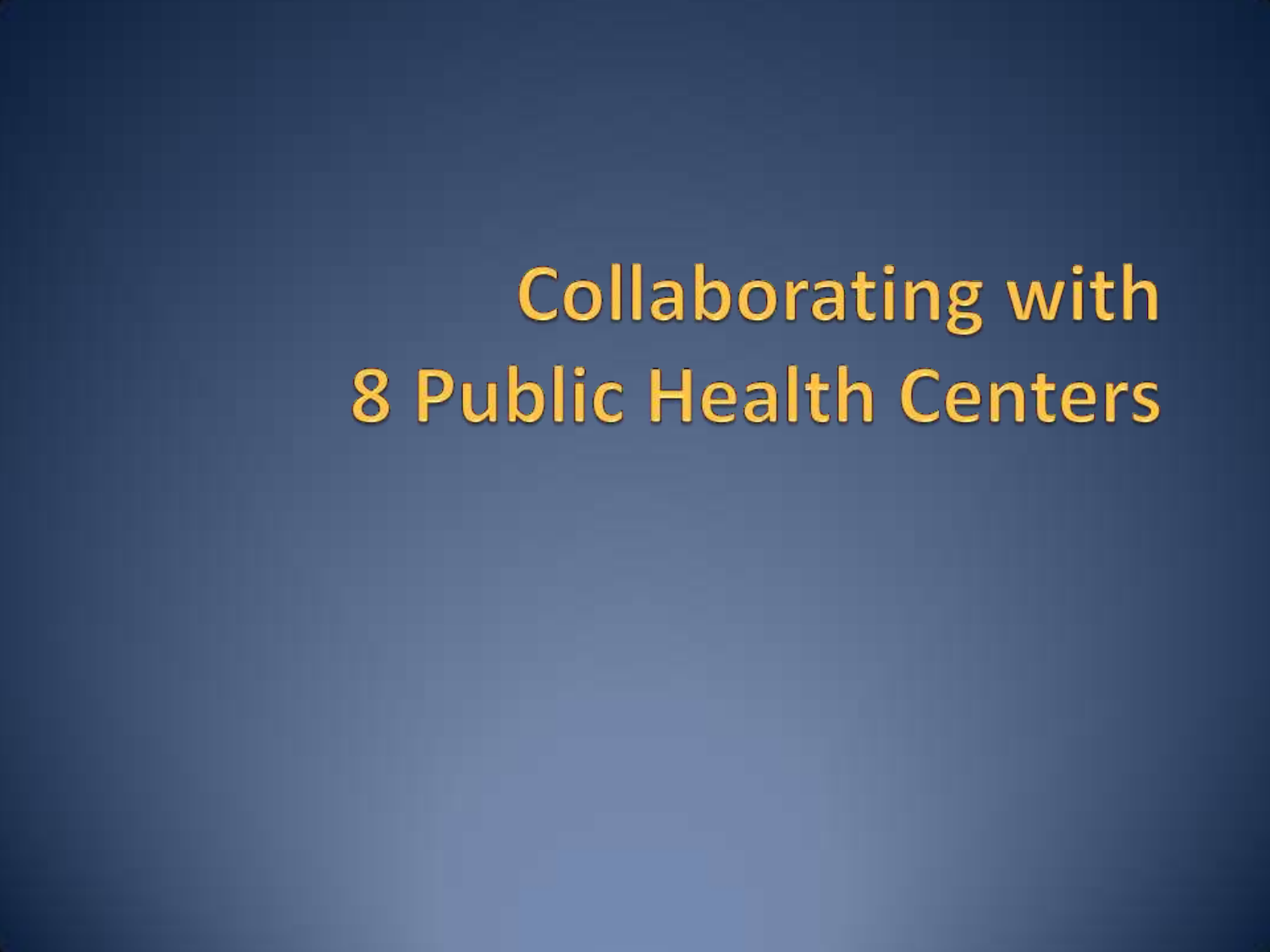# Collaborating with 8 Public Health Centers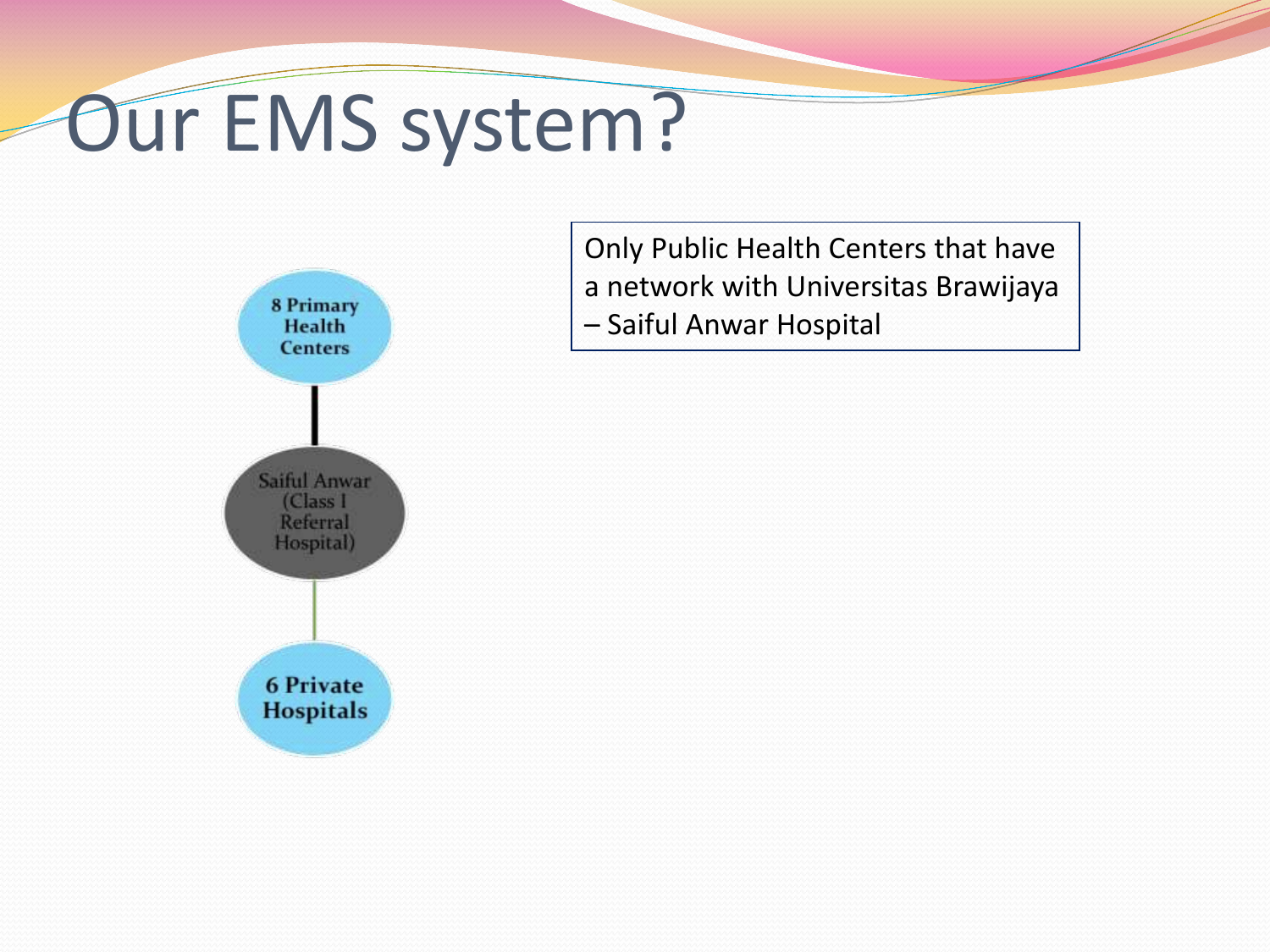# Our EMS system?

8 Primary Health Centers

Saiful Anwar (Class I Referral Hospital)

6 Private Hospitals

Only Public Health Centers that have a network with Universitas Brawijaya – Saiful Anwar Hospital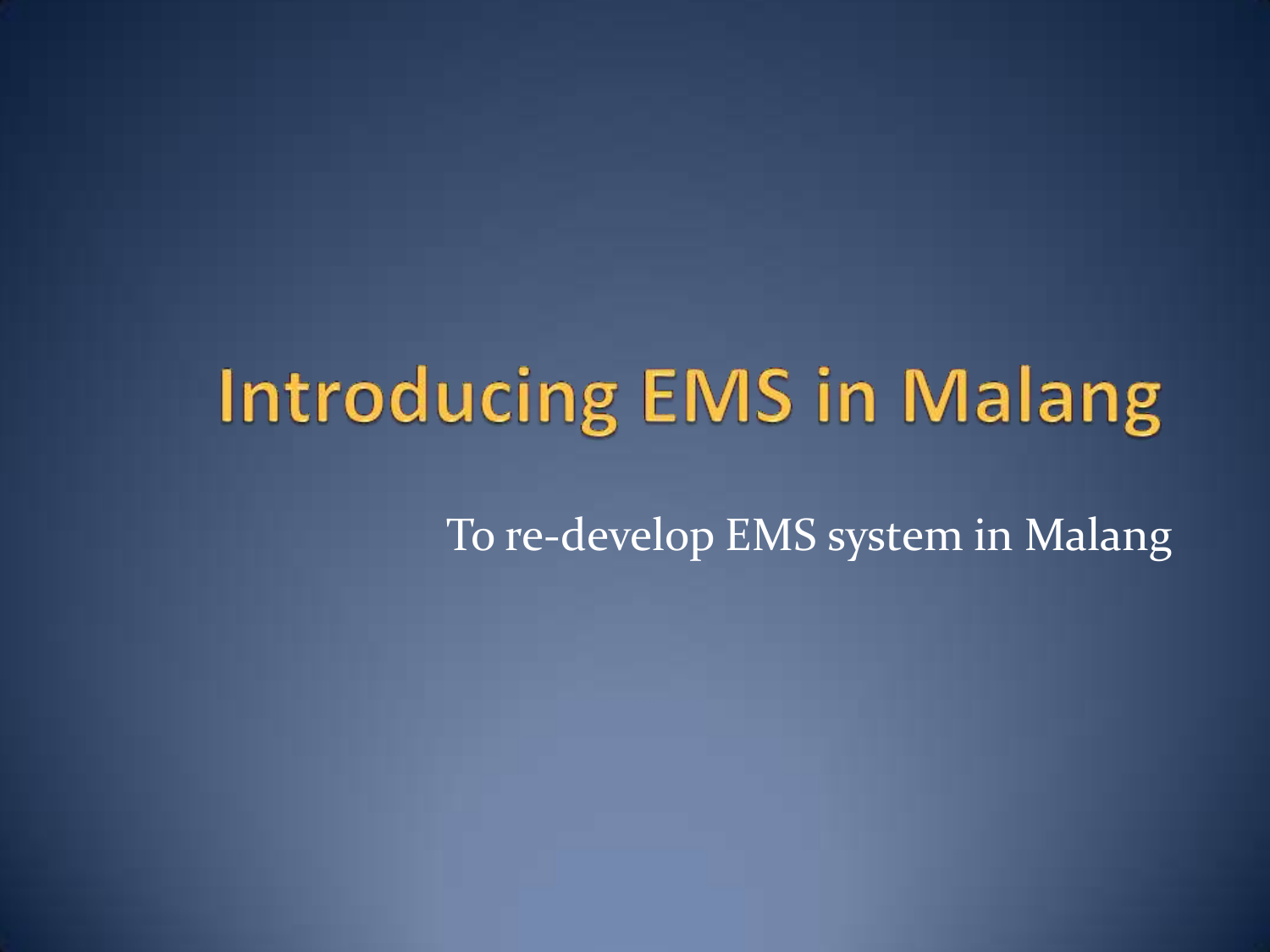# Introducing EMS in Malang

To re-develop EMS system in Malang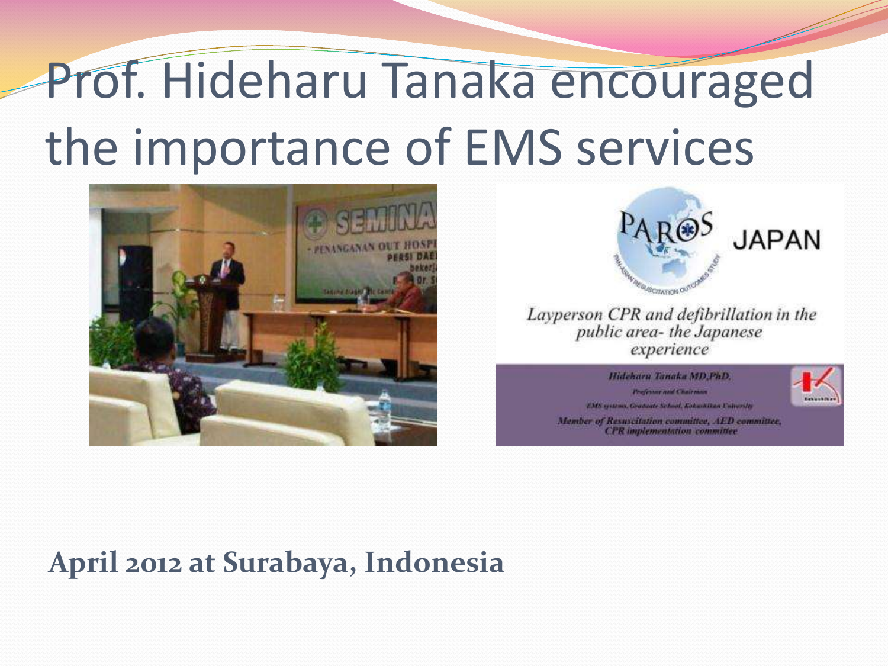# Prof. Hideharu Tanaka encouraged the importance of EMS services

**April 2012 at Surabaya, Indonesia**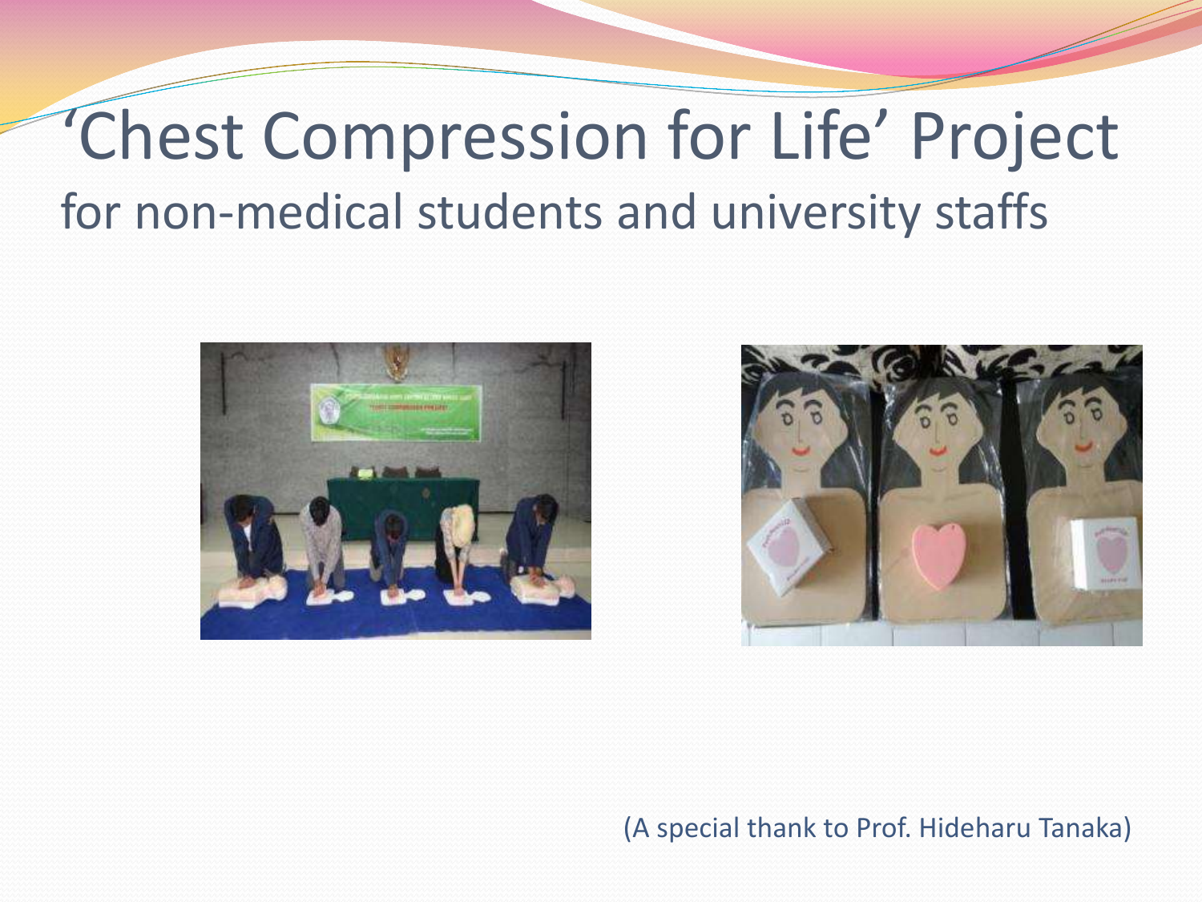# 'Chest Compression for Life' Project

## for non-medical students and university staffs

(A special thank to Prof. Hideharu Tanaka)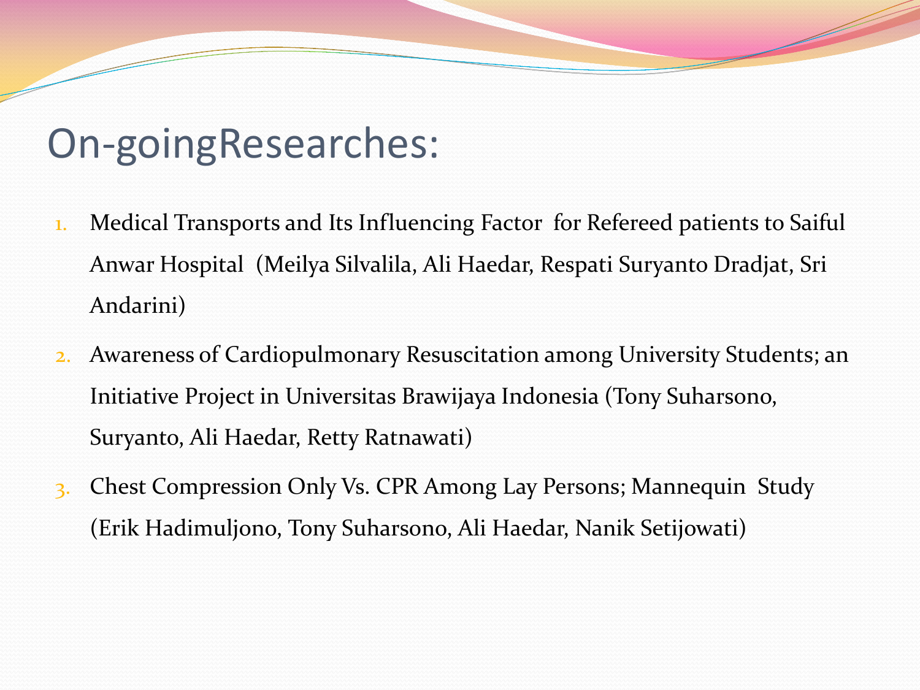# On-goingResearches:

1. Medical Transports and Its Influencing Factor for Refereed patients to Saiful Anwar Hospital (Meilya Silvalila, Ali Haedar, Respati Suryanto Dradjat, Sri Andarini)
2. Awareness of Cardiopulmonary Resuscitation among University Students; an Initiative Project in Universitas Brawijaya Indonesia (Tony Suharsono, Suryanto, Ali Haedar, Retty Ratnawati)
3. Chest Compression Only Vs. CPR Among Lay Persons; Mannequin Study (Erik Hadimuljono, Tony Suharsono, Ali Haedar, Nanik Setijowati)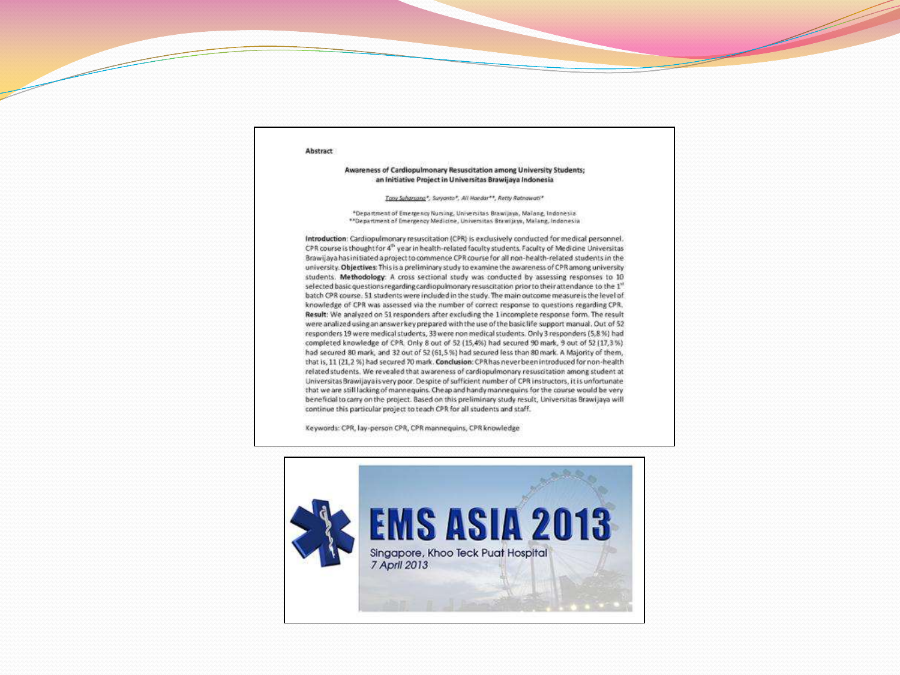**Abstract**

**Awareness of Cardiopulmonary Resuscitation among University Students; an Initiative Project in Universitas Brawijaya Indonesia**

*Tony Suharsono\*, Suryanto\*, Ali Haedar\*\*, Retty Ratnawati\**

\*Department of Emergency Nursing, Universitas Brawijaya, Malang, Indonesia
\*\*Department of Emergency Medicine, Universitas Brawijaya, Malang, Indonesia

**Introduction**: Cardiopulmonary resuscitation (CPR) is exclusively conducted for medical personnel. CPR course is thought for 4th year in health-related faculty students. Faculty of Medicine Universitas Brawijaya has initiated a project to commence CPR course for all non-health-related students in the university. **Objectives**: This is a preliminary study to examine the awareness of CPR among university students. **Methodology**: A cross sectional study was conducted by assessing responses to 10 selected basic questions regarding cardiopulmonary resuscitation prior to their attendance to the 1st batch CPR course. 51 students were included in the study. The main outcome measure is the level of knowledge of CPR was assessed via the number of correct response to questions regarding CPR. **Result**: We analyzed on 51 responders after excluding the 1 incomplete response form. The result were analized using an answer key prepared with the use of the basic life support manual. Out of 52 responders 19 were medical students, 33 were non medical students. Only 3 responders (5,8 %) had completed knowledge of CPR. Only 8 out of 52 (15,4%) had secured 90 mark, 9 out of 52 (17,3 %) had secured 80 mark, and 32 out of 52 (61,5 %) had secured less than 80 mark. A Majority of them, that is, 11 (21,2 %) had secured 70 mark. **Conclusion**: CPR has never been introduced for non-health related students. We revealed that awareness of cardiopulmonary resuscitation among student at Universitas Brawijaya is very poor. Despite of sufficient number of CPR instructors, it is unfortunate that we are still lacking of mannequins. Cheap and handy mannequins for the course would be very beneficial to carry on the project. Based on this preliminary study result, Universitas Brawijaya will continue this particular project to teach CPR for all students and staff.

Keywords: CPR, lay-person CPR, CPR mannequins, CPR knowledge

EMS ASIA 2013

Singapore, Khoo Teck Puat Hospital
*7 April 2013*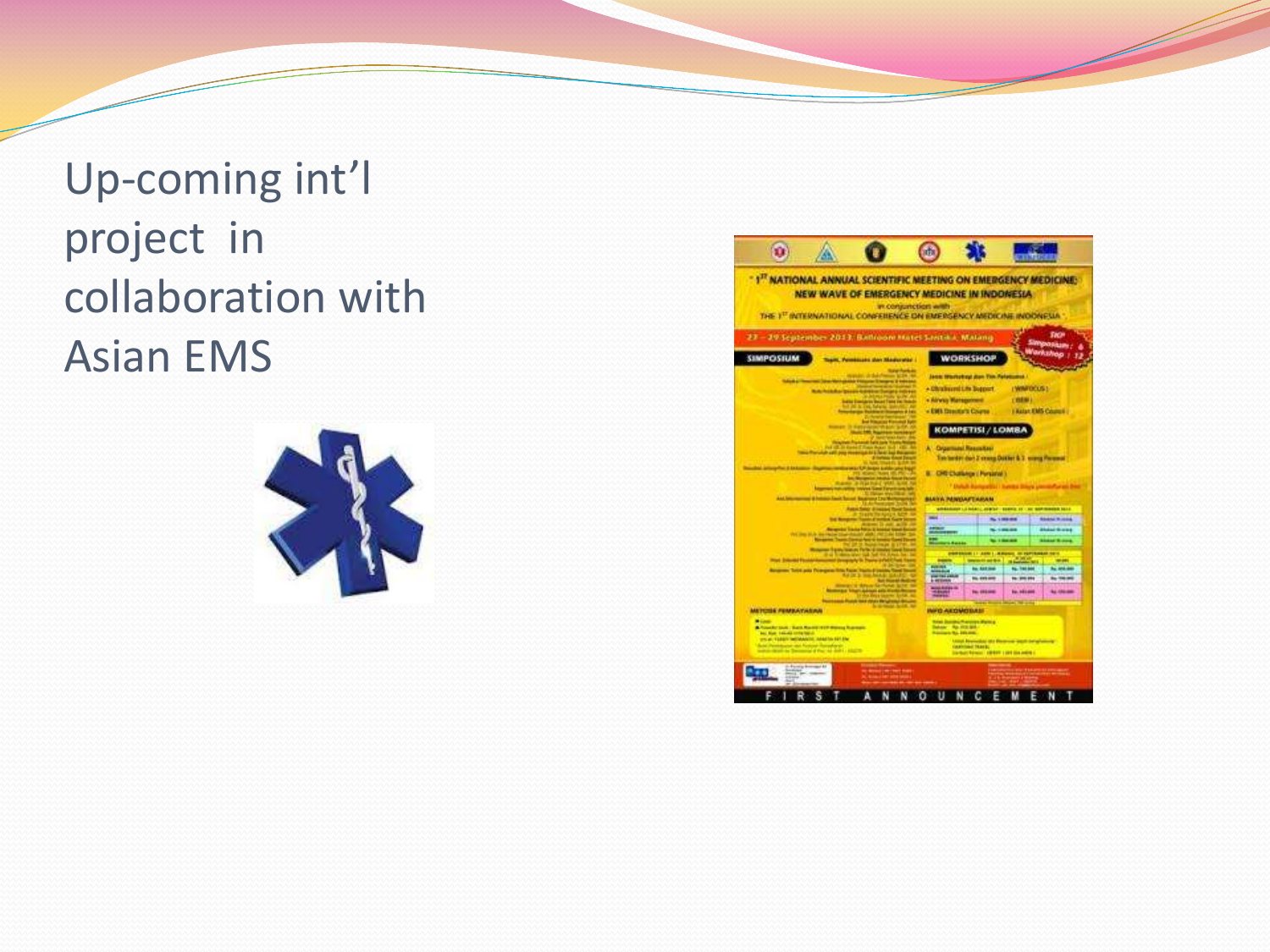Up-coming int'l project in collaboration with Asian EMS